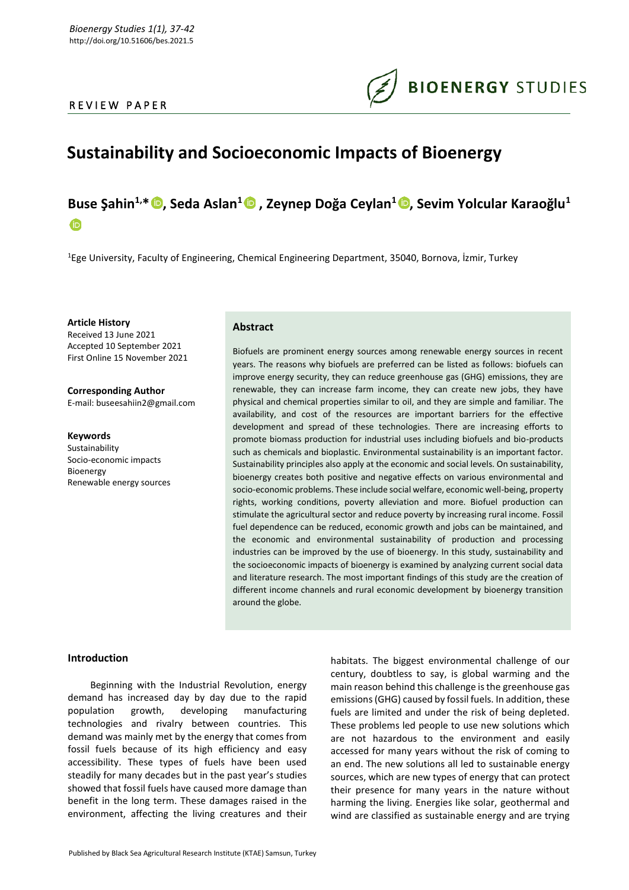REVIEW PAPER

# Sustainability and Socioeconomic Impacts of Bioenergy

**Buse Şahin[1,*], Seda Aslan[1], Zeynep Doğa Ceylan[1], Sevim Yolcular Karaoğlu[1]**

[1]Ege University, Faculty of Engineering, Chemical Engineering Department, 35040, Bornova, İzmir, Turkey

**Article History**
Received 13 June 2021
Accepted 10 September 2021
First Online 15 November 2021

**Corresponding Author**
E-mail: buseesahiin2@gmail.com

**Keywords**
Sustainability
Socio-economic impacts
Bioenergy
Renewable energy sources

## Abstract

Biofuels are prominent energy sources among renewable energy sources in recent years. The reasons why biofuels are preferred can be listed as follows: biofuels can improve energy security, they can reduce greenhouse gas (GHG) emissions, they are renewable, they can increase farm income, they can create new jobs, they have physical and chemical properties similar to oil, and they are simple and familiar. The availability, and cost of the resources are important barriers for the effective development and spread of these technologies. There are increasing efforts to promote biomass production for industrial uses including biofuels and bio-products such as chemicals and bioplastic. Environmental sustainability is an important factor. Sustainability principles also apply at the economic and social levels. On sustainability, bioenergy creates both positive and negative effects on various environmental and socio-economic problems. These include social welfare, economic well-being, property rights, working conditions, poverty alleviation and more. Biofuel production can stimulate the agricultural sector and reduce poverty by increasing rural income. Fossil fuel dependence can be reduced, economic growth and jobs can be maintained, and the economic and environmental sustainability of production and processing industries can be improved by the use of bioenergy. In this study, sustainability and the socioeconomic impacts of bioenergy is examined by analyzing current social data and literature research. The most important findings of this study are the creation of different income channels and rural economic development by bioenergy transition around the globe.

## Introduction

Beginning with the Industrial Revolution, energy demand has increased day by day due to the rapid population growth, developing manufacturing technologies and rivalry between countries. This demand was mainly met by the energy that comes from fossil fuels because of its high efficiency and easy accessibility. These types of fuels have been used steadily for many decades but in the past year's studies showed that fossil fuels have caused more damage than benefit in the long term. These damages raised in the environment, affecting the living creatures and their habitats. The biggest environmental challenge of our century, doubtless to say, is global warming and the main reason behind this challenge is the greenhouse gas emissions (GHG) caused by fossil fuels. In addition, these fuels are limited and under the risk of being depleted. These problems led people to use new solutions which are not hazardous to the environment and easily accessed for many years without the risk of coming to an end. The new solutions all led to sustainable energy sources, which are new types of energy that can protect their presence for many years in the nature without harming the living. Energies like solar, geothermal and wind are classified as sustainable energy and are trying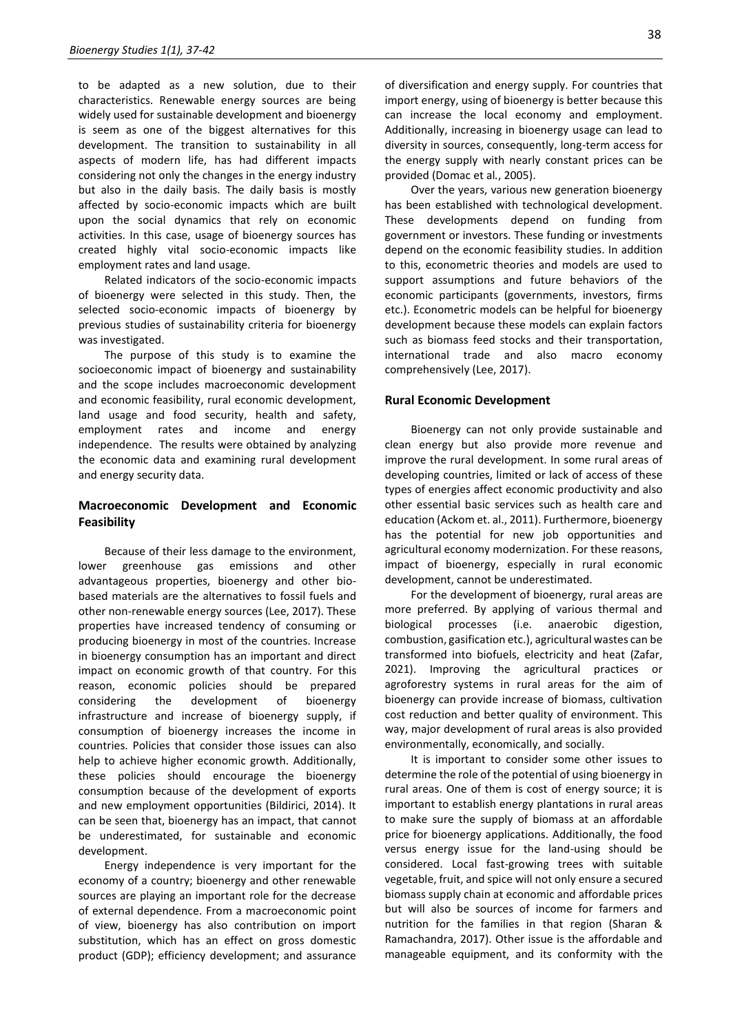to be adapted as a new solution, due to their characteristics. Renewable energy sources are being widely used for sustainable development and bioenergy is seem as one of the biggest alternatives for this development. The transition to sustainability in all aspects of modern life, has had different impacts considering not only the changes in the energy industry but also in the daily basis. The daily basis is mostly affected by socio-economic impacts which are built upon the social dynamics that rely on economic activities. In this case, usage of bioenergy sources has created highly vital socio-economic impacts like employment rates and land usage.

Related indicators of the socio-economic impacts of bioenergy were selected in this study. Then, the selected socio-economic impacts of bioenergy by previous studies of sustainability criteria for bioenergy was investigated.

The purpose of this study is to examine the socioeconomic impact of bioenergy and sustainability and the scope includes macroeconomic development and economic feasibility, rural economic development, land usage and food security, health and safety, employment rates and income and energy independence. The results were obtained by analyzing the economic data and examining rural development and energy security data.

## Macroeconomic Development and Economic Feasibility

Because of their less damage to the environment, lower greenhouse gas emissions and other advantageous properties, bioenergy and other bio-based materials are the alternatives to fossil fuels and other non-renewable energy sources (Lee, 2017). These properties have increased tendency of consuming or producing bioenergy in most of the countries. Increase in bioenergy consumption has an important and direct impact on economic growth of that country. For this reason, economic policies should be prepared considering the development of bioenergy infrastructure and increase of bioenergy supply, if consumption of bioenergy increases the income in countries. Policies that consider those issues can also help to achieve higher economic growth. Additionally, these policies should encourage the bioenergy consumption because of the development of exports and new employment opportunities (Bildirici, 2014). It can be seen that, bioenergy has an impact, that cannot be underestimated, for sustainable and economic development.

Energy independence is very important for the economy of a country; bioenergy and other renewable sources are playing an important role for the decrease of external dependence. From a macroeconomic point of view, bioenergy has also contribution on import substitution, which has an effect on gross domestic product (GDP); efficiency development; and assurance of diversification and energy supply. For countries that import energy, using of bioenergy is better because this can increase the local economy and employment. Additionally, increasing in bioenergy usage can lead to diversity in sources, consequently, long-term access for the energy supply with nearly constant prices can be provided (Domac et al., 2005).

Over the years, various new generation bioenergy has been established with technological development. These developments depend on funding from government or investors. These funding or investments depend on the economic feasibility studies. In addition to this, econometric theories and models are used to support assumptions and future behaviors of the economic participants (governments, investors, firms etc.). Econometric models can be helpful for bioenergy development because these models can explain factors such as biomass feed stocks and their transportation, international trade and also macro economy comprehensively (Lee, 2017).

## Rural Economic Development

Bioenergy can not only provide sustainable and clean energy but also provide more revenue and improve the rural development. In some rural areas of developing countries, limited or lack of access of these types of energies affect economic productivity and also other essential basic services such as health care and education (Ackom et. al., 2011). Furthermore, bioenergy has the potential for new job opportunities and agricultural economy modernization. For these reasons, impact of bioenergy, especially in rural economic development, cannot be underestimated.

For the development of bioenergy, rural areas are more preferred. By applying of various thermal and biological processes (i.e. anaerobic digestion, combustion, gasification etc.), agricultural wastes can be transformed into biofuels, electricity and heat (Zafar, 2021). Improving the agricultural practices or agroforestry systems in rural areas for the aim of bioenergy can provide increase of biomass, cultivation cost reduction and better quality of environment. This way, major development of rural areas is also provided environmentally, economically, and socially.

It is important to consider some other issues to determine the role of the potential of using bioenergy in rural areas. One of them is cost of energy source; it is important to establish energy plantations in rural areas to make sure the supply of biomass at an affordable price for bioenergy applications. Additionally, the food versus energy issue for the land-using should be considered. Local fast-growing trees with suitable vegetable, fruit, and spice will not only ensure a secured biomass supply chain at economic and affordable prices but will also be sources of income for farmers and nutrition for the families in that region (Sharan & Ramachandra, 2017). Other issue is the affordable and manageable equipment, and its conformity with the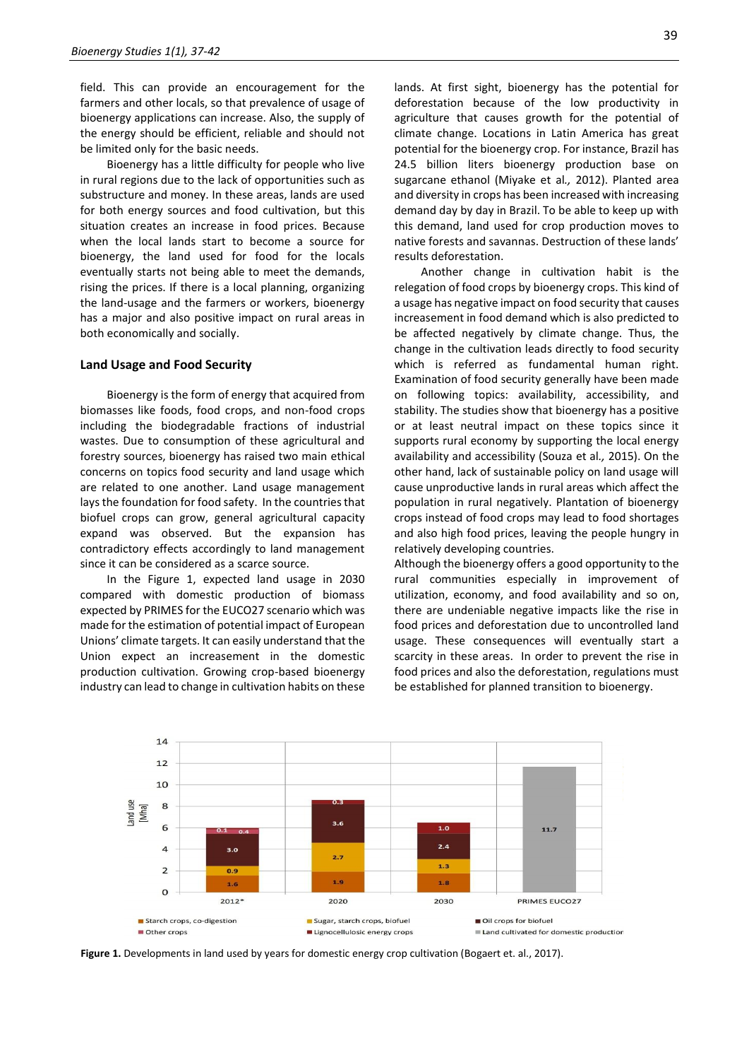field. This can provide an encouragement for the farmers and other locals, so that prevalence of usage of bioenergy applications can increase. Also, the supply of the energy should be efficient, reliable and should not be limited only for the basic needs.

Bioenergy has a little difficulty for people who live in rural regions due to the lack of opportunities such as substructure and money. In these areas, lands are used for both energy sources and food cultivation, but this situation creates an increase in food prices. Because when the local lands start to become a source for bioenergy, the land used for food for the locals eventually starts not being able to meet the demands, rising the prices. If there is a local planning, organizing the land-usage and the farmers or workers, bioenergy has a major and also positive impact on rural areas in both economically and socially.

## Land Usage and Food Security

Bioenergy is the form of energy that acquired from biomasses like foods, food crops, and non-food crops including the biodegradable fractions of industrial wastes. Due to consumption of these agricultural and forestry sources, bioenergy has raised two main ethical concerns on topics food security and land usage which are related to one another. Land usage management lays the foundation for food safety. In the countries that biofuel crops can grow, general agricultural capacity expand was observed. But the expansion has contradictory effects accordingly to land management since it can be considered as a scarce source.

In the Figure 1, expected land usage in 2030 compared with domestic production of biomass expected by PRIMES for the EUCO27 scenario which was made for the estimation of potential impact of European Unions' climate targets. It can easily understand that the Union expect an increasement in the domestic production cultivation. Growing crop-based bioenergy industry can lead to change in cultivation habits on these lands. At first sight, bioenergy has the potential for deforestation because of the low productivity in agriculture that causes growth for the potential of climate change. Locations in Latin America has great potential for the bioenergy crop. For instance, Brazil has 24.5 billion liters bioenergy production base on sugarcane ethanol (Miyake et al*.,* 2012). Planted area and diversity in crops has been increased with increasing demand day by day in Brazil. To be able to keep up with this demand, land used for crop production moves to native forests and savannas. Destruction of these lands' results deforestation.

Another change in cultivation habit is the relegation of food crops by bioenergy crops. This kind of a usage has negative impact on food security that causes increasement in food demand which is also predicted to be affected negatively by climate change. Thus, the change in the cultivation leads directly to food security which is referred as fundamental human right. Examination of food security generally have been made on following topics: availability, accessibility, and stability. The studies show that bioenergy has a positive or at least neutral impact on these topics since it supports rural economy by supporting the local energy availability and accessibility (Souza et al*.,* 2015). On the other hand, lack of sustainable policy on land usage will cause unproductive lands in rural areas which affect the population in rural negatively. Plantation of bioenergy crops instead of food crops may lead to food shortages and also high food prices, leaving the people hungry in relatively developing countries.

Although the bioenergy offers a good opportunity to the rural communities especially in improvement of utilization, economy, and food availability and so on, there are undeniable negative impacts like the rise in food prices and deforestation due to uncontrolled land usage. These consequences will eventually start a scarcity in these areas. In order to prevent the rise in food prices and also the deforestation, regulations must be established for planned transition to bioenergy.

**Figure 1.** Developments in land used by years for domestic energy crop cultivation (Bogaert et. al., 2017).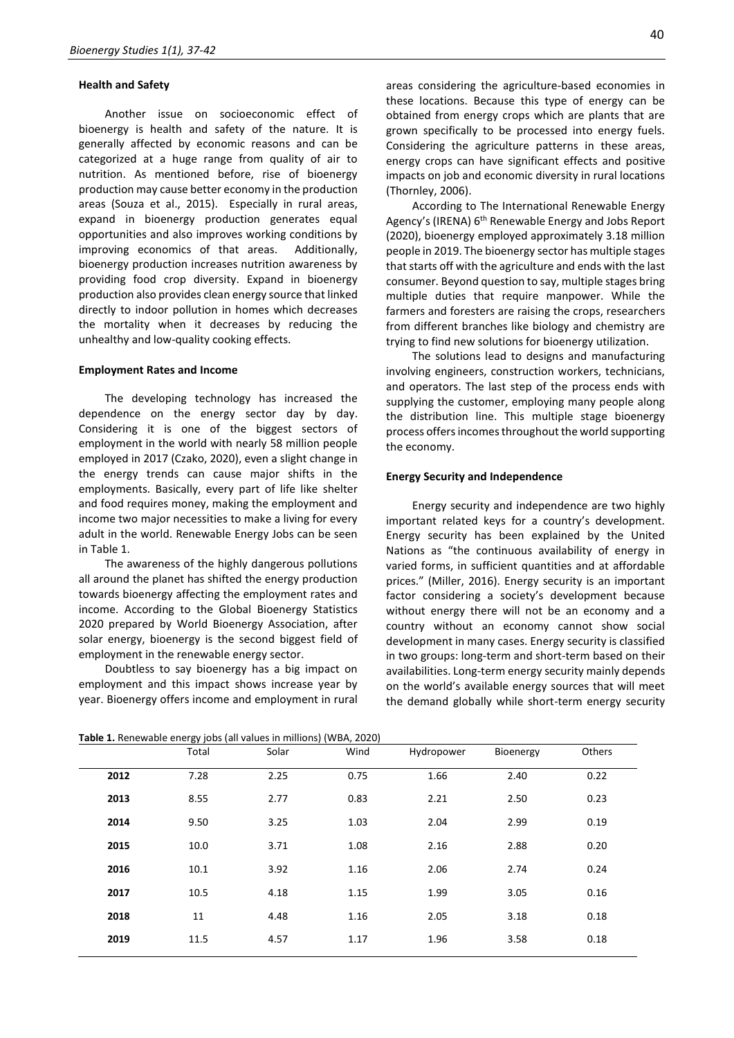#### Health and Safety

Another issue on socioeconomic effect of bioenergy is health and safety of the nature. It is generally affected by economic reasons and can be categorized at a huge range from quality of air to nutrition. As mentioned before, rise of bioenergy production may cause better economy in the production areas (Souza et al., 2015). Especially in rural areas, expand in bioenergy production generates equal opportunities and also improves working conditions by improving economics of that areas. Additionally, bioenergy production increases nutrition awareness by providing food crop diversity. Expand in bioenergy production also provides clean energy source that linked directly to indoor pollution in homes which decreases the mortality when it decreases by reducing the unhealthy and low-quality cooking effects.

#### Employment Rates and Income

The developing technology has increased the dependence on the energy sector day by day. Considering it is one of the biggest sectors of employment in the world with nearly 58 million people employed in 2017 (Czako, 2020), even a slight change in the energy trends can cause major shifts in the employments. Basically, every part of life like shelter and food requires money, making the employment and income two major necessities to make a living for every adult in the world. Renewable Energy Jobs can be seen in Table 1.

The awareness of the highly dangerous pollutions all around the planet has shifted the energy production towards bioenergy affecting the employment rates and income. According to the Global Bioenergy Statistics 2020 prepared by World Bioenergy Association, after solar energy, bioenergy is the second biggest field of employment in the renewable energy sector.

Doubtless to say bioenergy has a big impact on employment and this impact shows increase year by year. Bioenergy offers income and employment in rural areas considering the agriculture-based economies in these locations. Because this type of energy can be obtained from energy crops which are plants that are grown specifically to be processed into energy fuels. Considering the agriculture patterns in these areas, energy crops can have significant effects and positive impacts on job and economic diversity in rural locations (Thornley, 2006).

According to The International Renewable Energy Agency's (IRENA) 6th Renewable Energy and Jobs Report (2020), bioenergy employed approximately 3.18 million people in 2019. The bioenergy sector has multiple stages that starts off with the agriculture and ends with the last consumer. Beyond question to say, multiple stages bring multiple duties that require manpower. While the farmers and foresters are raising the crops, researchers from different branches like biology and chemistry are trying to find new solutions for bioenergy utilization.

The solutions lead to designs and manufacturing involving engineers, construction workers, technicians, and operators. The last step of the process ends with supplying the customer, employing many people along the distribution line. This multiple stage bioenergy process offers incomes throughout the world supporting the economy.

#### Energy Security and Independence

Energy security and independence are two highly important related keys for a country's development. Energy security has been explained by the United Nations as "the continuous availability of energy in varied forms, in sufficient quantities and at affordable prices." (Miller, 2016). Energy security is an important factor considering a society's development because without energy there will not be an economy and a country without an economy cannot show social development in many cases. Energy security is classified in two groups: long-term and short-term based on their availabilities. Long-term energy security mainly depends on the world's available energy sources that will meet the demand globally while short-term energy security

**Table 1.** Renewable energy jobs (all values in millions) (WBA, 2020)

| | Total | Solar | Wind | Hydropower | Bioenergy | Others |
|---|---|---|---|---|---|---|
| **2012** | 7.28 | 2.25 | 0.75 | 1.66 | 2.40 | 0.22 |
| **2013** | 8.55 | 2.77 | 0.83 | 2.21 | 2.50 | 0.23 |
| **2014** | 9.50 | 3.25 | 1.03 | 2.04 | 2.99 | 0.19 |
| **2015** | 10.0 | 3.71 | 1.08 | 2.16 | 2.88 | 0.20 |
| **2016** | 10.1 | 3.92 | 1.16 | 2.06 | 2.74 | 0.24 |
| **2017** | 10.5 | 4.18 | 1.15 | 1.99 | 3.05 | 0.16 |
| **2018** | 11 | 4.48 | 1.16 | 2.05 | 3.18 | 0.18 |
| **2019** | 11.5 | 4.57 | 1.17 | 1.96 | 3.58 | 0.18 |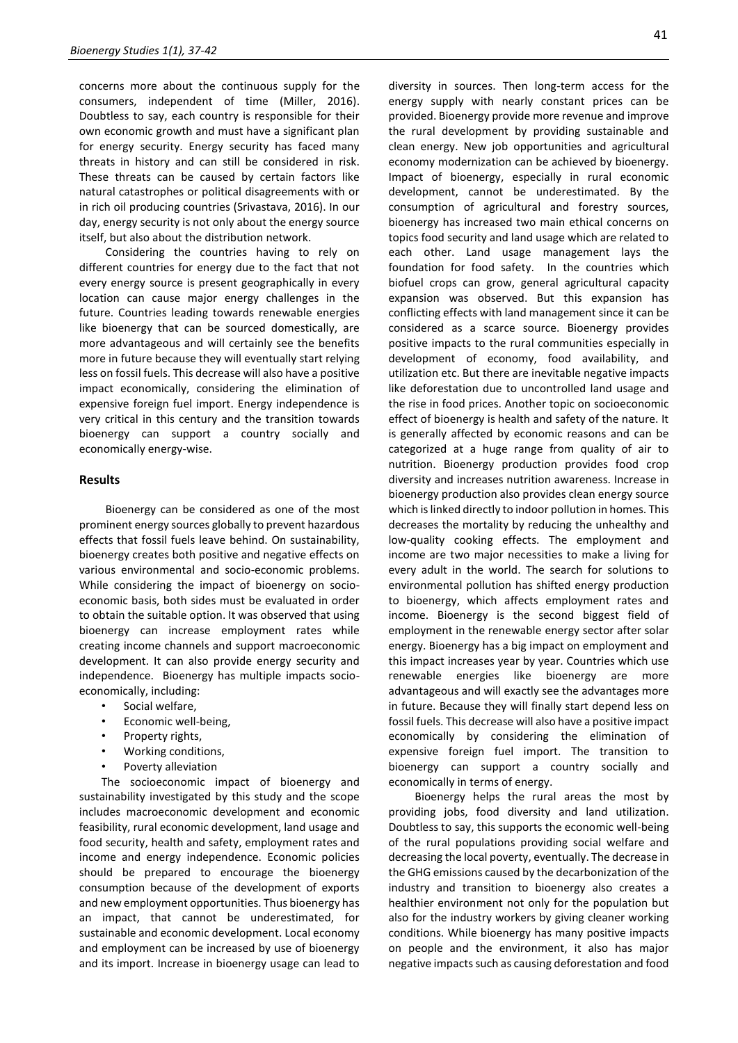concerns more about the continuous supply for the consumers, independent of time (Miller, 2016). Doubtless to say, each country is responsible for their own economic growth and must have a significant plan for energy security. Energy security has faced many threats in history and can still be considered in risk. These threats can be caused by certain factors like natural catastrophes or political disagreements with or in rich oil producing countries (Srivastava, 2016). In our day, energy security is not only about the energy source itself, but also about the distribution network.

Considering the countries having to rely on different countries for energy due to the fact that not every energy source is present geographically in every location can cause major energy challenges in the future. Countries leading towards renewable energies like bioenergy that can be sourced domestically, are more advantageous and will certainly see the benefits more in future because they will eventually start relying less on fossil fuels. This decrease will also have a positive impact economically, considering the elimination of expensive foreign fuel import. Energy independence is very critical in this century and the transition towards bioenergy can support a country socially and economically energy-wise.

## Results

Bioenergy can be considered as one of the most prominent energy sources globally to prevent hazardous effects that fossil fuels leave behind. On sustainability, bioenergy creates both positive and negative effects on various environmental and socio-economic problems. While considering the impact of bioenergy on socio-economic basis, both sides must be evaluated in order to obtain the suitable option. It was observed that using bioenergy can increase employment rates while creating income channels and support macroeconomic development. It can also provide energy security and independence. Bioenergy has multiple impacts socio-economically, including:

- Social welfare,
- Economic well-being,
- Property rights,
- Working conditions,
- Poverty alleviation

The socioeconomic impact of bioenergy and sustainability investigated by this study and the scope includes macroeconomic development and economic feasibility, rural economic development, land usage and food security, health and safety, employment rates and income and energy independence. Economic policies should be prepared to encourage the bioenergy consumption because of the development of exports and new employment opportunities. Thus bioenergy has an impact, that cannot be underestimated, for sustainable and economic development. Local economy and employment can be increased by use of bioenergy and its import. Increase in bioenergy usage can lead to diversity in sources. Then long-term access for the energy supply with nearly constant prices can be provided. Bioenergy provide more revenue and improve the rural development by providing sustainable and clean energy. New job opportunities and agricultural economy modernization can be achieved by bioenergy. Impact of bioenergy, especially in rural economic development, cannot be underestimated. By the consumption of agricultural and forestry sources, bioenergy has increased two main ethical concerns on topics food security and land usage which are related to each other. Land usage management lays the foundation for food safety. In the countries which biofuel crops can grow, general agricultural capacity expansion was observed. But this expansion has conflicting effects with land management since it can be considered as a scarce source. Bioenergy provides positive impacts to the rural communities especially in development of economy, food availability, and utilization etc. But there are inevitable negative impacts like deforestation due to uncontrolled land usage and the rise in food prices. Another topic on socioeconomic effect of bioenergy is health and safety of the nature. It is generally affected by economic reasons and can be categorized at a huge range from quality of air to nutrition. Bioenergy production provides food crop diversity and increases nutrition awareness. Increase in bioenergy production also provides clean energy source which is linked directly to indoor pollution in homes. This decreases the mortality by reducing the unhealthy and low-quality cooking effects. The employment and income are two major necessities to make a living for every adult in the world. The search for solutions to environmental pollution has shifted energy production to bioenergy, which affects employment rates and income. Bioenergy is the second biggest field of employment in the renewable energy sector after solar energy. Bioenergy has a big impact on employment and this impact increases year by year. Countries which use renewable energies like bioenergy are more advantageous and will exactly see the advantages more in future. Because they will finally start depend less on fossil fuels. This decrease will also have a positive impact economically by considering the elimination of expensive foreign fuel import. The transition to bioenergy can support a country socially and economically in terms of energy.

Bioenergy helps the rural areas the most by providing jobs, food diversity and land utilization. Doubtless to say, this supports the economic well-being of the rural populations providing social welfare and decreasing the local poverty, eventually. The decrease in the GHG emissions caused by the decarbonization of the industry and transition to bioenergy also creates a healthier environment not only for the population but also for the industry workers by giving cleaner working conditions. While bioenergy has many positive impacts on people and the environment, it also has major negative impacts such as causing deforestation and food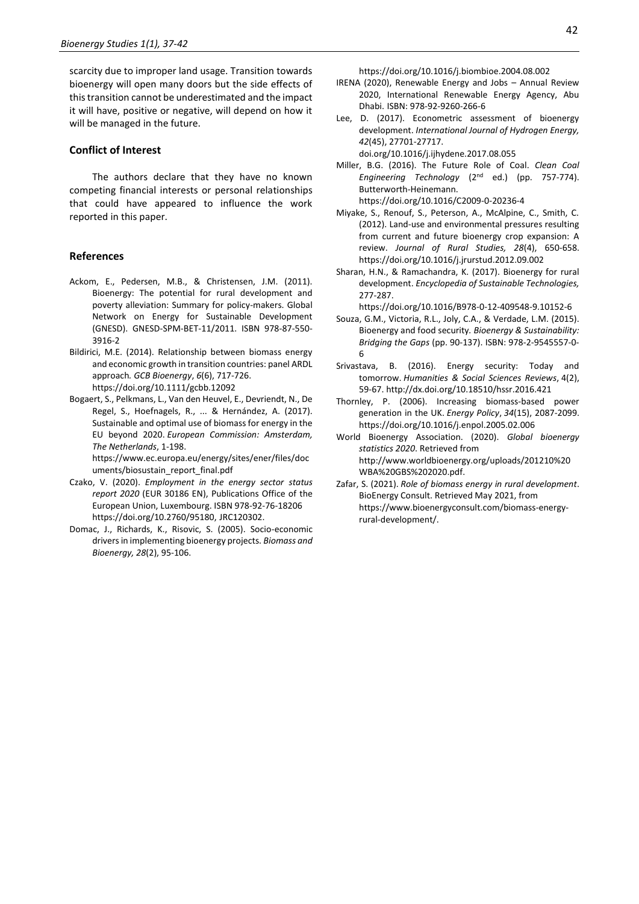scarcity due to improper land usage. Transition towards bioenergy will open many doors but the side effects of this transition cannot be underestimated and the impact it will have, positive or negative, will depend on how it will be managed in the future.

## Conflict of Interest

The authors declare that they have no known competing financial interests or personal relationships that could have appeared to influence the work reported in this paper.

## References

Ackom, E., Pedersen, M.B., & Christensen, J.M. (2011). Bioenergy: The potential for rural development and poverty alleviation: Summary for policy-makers. Global Network on Energy for Sustainable Development (GNESD). GNESD-SPM-BET-11/2011. ISBN 978-87-550-3916-2

Bildirici, M.E. (2014). Relationship between biomass energy and economic growth in transition countries: panel ARDL approach. *GCB Bioenergy*, *6*(6), 717-726. https://doi.org/10.1111/gcbb.12092

Bogaert, S., Pelkmans, L., Van den Heuvel, E., Devriendt, N., De Regel, S., Hoefnagels, R., ... & Hernández, A. (2017). Sustainable and optimal use of biomass for energy in the EU beyond 2020. *European Commission: Amsterdam, The Netherlands*, 1-198. https://www.ec.europa.eu/energy/sites/ener/files/documents/biosustain_report_final.pdf

Czako, V. (2020). *Employment in the energy sector status report 2020* (EUR 30186 EN), Publications Office of the European Union, Luxembourg. ISBN 978-92-76-18206 https://doi.org/10.2760/95180, JRC120302.

Domac, J., Richards, K., Risovic, S. (2005). Socio-economic drivers in implementing bioenergy projects. *Biomass and Bioenergy, 28*(2), 95-106. https://doi.org/10.1016/j.biombioe.2004.08.002

IRENA (2020), Renewable Energy and Jobs – Annual Review 2020, International Renewable Energy Agency, Abu Dhabi. ISBN: 978-92-9260-266-6

Lee, D. (2017). Econometric assessment of bioenergy development. *International Journal of Hydrogen Energy, 42*(45), 27701-27717. doi.org/10.1016/j.ijhydene.2017.08.055

Miller, B.G. (2016). The Future Role of Coal. *Clean Coal Engineering Technology* (2nd ed.) (pp. 757-774). Butterworth-Heinemann. https://doi.org/10.1016/C2009-0-20236-4

Miyake, S., Renouf, S., Peterson, A., McAlpine, C., Smith, C. (2012). Land-use and environmental pressures resulting from current and future bioenergy crop expansion: A review. *Journal of Rural Studies, 28*(4), 650-658. https://doi.org/10.1016/j.jrurstud.2012.09.002

Sharan, H.N., & Ramachandra, K. (2017). Bioenergy for rural development. *Encyclopedia of Sustainable Technologies,* 277-287. https://doi.org/10.1016/B978-0-12-409548-9.10152-6

Souza, G.M., Victoria, R.L., Joly, C.A., & Verdade, L.M. (2015). Bioenergy and food security. *Bioenergy & Sustainability: Bridging the Gaps* (pp. 90-137). ISBN: 978-2-9545557-0-6

Srivastava, B. (2016). Energy security: Today and tomorrow. *Humanities & Social Sciences Reviews*, 4(2), 59-67. http://dx.doi.org/10.18510/hssr.2016.421

Thornley, P. (2006). Increasing biomass-based power generation in the UK. *Energy Policy*, *34*(15), 2087-2099. https://doi.org/10.1016/j.enpol.2005.02.006

World Bioenergy Association. (2020). *Global bioenergy statistics 2020*. Retrieved from http://www.worldbioenergy.org/uploads/201210%20WBA%20GBS%202020.pdf.

Zafar, S. (2021). *Role of biomass energy in rural development*. BioEnergy Consult. Retrieved May 2021, from https://www.bioenergyconsult.com/biomass-energy-rural-development/.